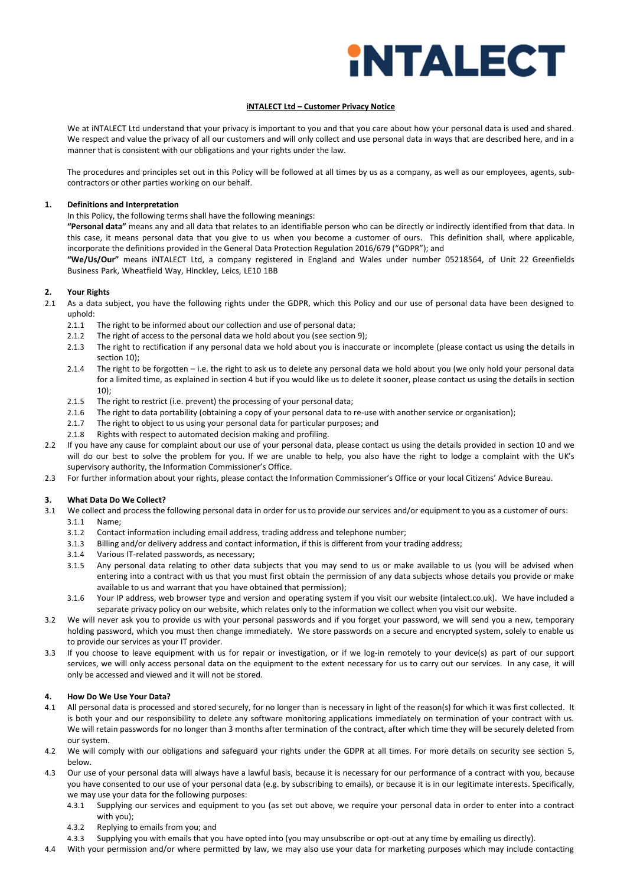**iNTALECT**

**iNTALECT Ltd – Customer Privacy Notice**

We at iNTALECT Ltd understand that your privacy is important to you and that you care about how your personal data is used and shared. We respect and value the privacy of all our customers and will only collect and use personal data in ways that are described here, and in a manner that is consistent with our obligations and your rights under the law.

The procedures and principles set out in this Policy will be followed at all times by us as a company, as well as our employees, agents, sub-contractors or other parties working on our behalf.

## 1. Definitions and Interpretation

In this Policy, the following terms shall have the following meanings:

**"Personal data"** means any and all data that relates to an identifiable person who can be directly or indirectly identified from that data. In this case, it means personal data that you give to us when you become a customer of ours. This definition shall, where applicable, incorporate the definitions provided in the General Data Protection Regulation 2016/679 ("GDPR"); and

**"We/Us/Our"** means iNTALECT Ltd, a company registered in England and Wales under number 05218564, of Unit 22 Greenfields Business Park, Wheatfield Way, Hinckley, Leics, LE10 1BB

## 2. Your Rights

2.1 As a data subject, you have the following rights under the GDPR, which this Policy and our use of personal data have been designed to uphold:

- 2.1.1 The right to be informed about our collection and use of personal data;
- 2.1.2 The right of access to the personal data we hold about you (see section 9);
- 2.1.3 The right to rectification if any personal data we hold about you is inaccurate or incomplete (please contact us using the details in section 10);
- 2.1.4 The right to be forgotten – i.e. the right to ask us to delete any personal data we hold about you (we only hold your personal data for a limited time, as explained in section 4 but if you would like us to delete it sooner, please contact us using the details in section 10);
- 2.1.5 The right to restrict (i.e. prevent) the processing of your personal data;
- 2.1.6 The right to data portability (obtaining a copy of your personal data to re-use with another service or organisation);
- 2.1.7 The right to object to us using your personal data for particular purposes; and
- 2.1.8 Rights with respect to automated decision making and profiling.

2.2 If you have any cause for complaint about our use of your personal data, please contact us using the details provided in section 10 and we will do our best to solve the problem for you. If we are unable to help, you also have the right to lodge a complaint with the UK's supervisory authority, the Information Commissioner's Office.

2.3 For further information about your rights, please contact the Information Commissioner's Office or your local Citizens' Advice Bureau.

## 3. What Data Do We Collect?

3.1 We collect and process the following personal data in order for us to provide our services and/or equipment to you as a customer of ours:

- 3.1.1 Name;
- 3.1.2 Contact information including email address, trading address and telephone number;
- 3.1.3 Billing and/or delivery address and contact information, if this is different from your trading address;
- 3.1.4 Various IT-related passwords, as necessary;
- 3.1.5 Any personal data relating to other data subjects that you may send to us or make available to us (you will be advised when entering into a contract with us that you must first obtain the permission of any data subjects whose details you provide or make available to us and warrant that you have obtained that permission);
- 3.1.6 Your IP address, web browser type and version and operating system if you visit our website (intalect.co.uk). We have included a separate privacy policy on our website, which relates only to the information we collect when you visit our website.

3.2 We will never ask you to provide us with your personal passwords and if you forget your password, we will send you a new, temporary holding password, which you must then change immediately. We store passwords on a secure and encrypted system, solely to enable us to provide our services as your IT provider.

3.3 If you choose to leave equipment with us for repair or investigation, or if we log-in remotely to your device(s) as part of our support services, we will only access personal data on the equipment to the extent necessary for us to carry out our services. In any case, it will only be accessed and viewed and it will not be stored.

## 4. How Do We Use Your Data?

4.1 All personal data is processed and stored securely, for no longer than is necessary in light of the reason(s) for which it was first collected. It is both your and our responsibility to delete any software monitoring applications immediately on termination of your contract with us. We will retain passwords for no longer than 3 months after termination of the contract, after which time they will be securely deleted from our system.

4.2 We will comply with our obligations and safeguard your rights under the GDPR at all times. For more details on security see section 5, below.

4.3 Our use of your personal data will always have a lawful basis, because it is necessary for our performance of a contract with you, because you have consented to our use of your personal data (e.g. by subscribing to emails), or because it is in our legitimate interests. Specifically, we may use your data for the following purposes:

- 4.3.1 Supplying our services and equipment to you (as set out above, we require your personal data in order to enter into a contract with you);
- 4.3.2 Replying to emails from you; and
- 4.3.3 Supplying you with emails that you have opted into (you may unsubscribe or opt-out at any time by emailing us directly).

4.4 With your permission and/or where permitted by law, we may also use your data for marketing purposes which may include contacting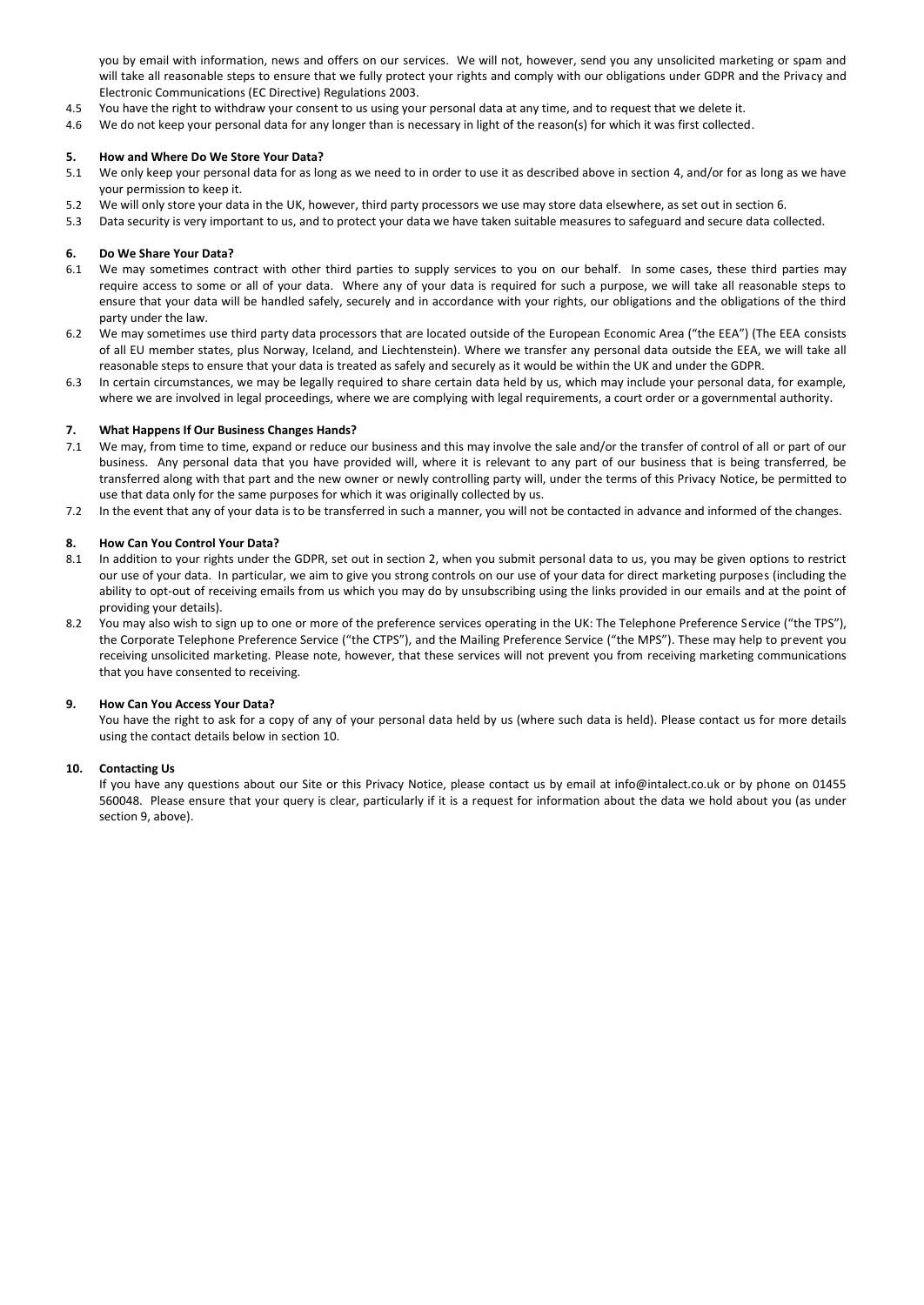you by email with information, news and offers on our services. We will not, however, send you any unsolicited marketing or spam and will take all reasonable steps to ensure that we fully protect your rights and comply with our obligations under GDPR and the Privacy and Electronic Communications (EC Directive) Regulations 2003.

4.5 You have the right to withdraw your consent to us using your personal data at any time, and to request that we delete it.

4.6 We do not keep your personal data for any longer than is necessary in light of the reason(s) for which it was first collected.

**5. How and Where Do We Store Your Data?**

5.1 We only keep your personal data for as long as we need to in order to use it as described above in section 4, and/or for as long as we have your permission to keep it.

5.2 We will only store your data in the UK, however, third party processors we use may store data elsewhere, as set out in section 6.

5.3 Data security is very important to us, and to protect your data we have taken suitable measures to safeguard and secure data collected.

**6. Do We Share Your Data?**

6.1 We may sometimes contract with other third parties to supply services to you on our behalf. In some cases, these third parties may require access to some or all of your data. Where any of your data is required for such a purpose, we will take all reasonable steps to ensure that your data will be handled safely, securely and in accordance with your rights, our obligations and the obligations of the third party under the law.

6.2 We may sometimes use third party data processors that are located outside of the European Economic Area ("the EEA") (The EEA consists of all EU member states, plus Norway, Iceland, and Liechtenstein). Where we transfer any personal data outside the EEA, we will take all reasonable steps to ensure that your data is treated as safely and securely as it would be within the UK and under the GDPR.

6.3 In certain circumstances, we may be legally required to share certain data held by us, which may include your personal data, for example, where we are involved in legal proceedings, where we are complying with legal requirements, a court order or a governmental authority.

**7. What Happens If Our Business Changes Hands?**

7.1 We may, from time to time, expand or reduce our business and this may involve the sale and/or the transfer of control of all or part of our business. Any personal data that you have provided will, where it is relevant to any part of our business that is being transferred, be transferred along with that part and the new owner or newly controlling party will, under the terms of this Privacy Notice, be permitted to use that data only for the same purposes for which it was originally collected by us.

7.2 In the event that any of your data is to be transferred in such a manner, you will not be contacted in advance and informed of the changes.

**8. How Can You Control Your Data?**

8.1 In addition to your rights under the GDPR, set out in section 2, when you submit personal data to us, you may be given options to restrict our use of your data. In particular, we aim to give you strong controls on our use of your data for direct marketing purposes (including the ability to opt-out of receiving emails from us which you may do by unsubscribing using the links provided in our emails and at the point of providing your details).

8.2 You may also wish to sign up to one or more of the preference services operating in the UK: The Telephone Preference Service ("the TPS"), the Corporate Telephone Preference Service ("the CTPS"), and the Mailing Preference Service ("the MPS"). These may help to prevent you receiving unsolicited marketing. Please note, however, that these services will not prevent you from receiving marketing communications that you have consented to receiving.

**9. How Can You Access Your Data?**

You have the right to ask for a copy of any of your personal data held by us (where such data is held). Please contact us for more details using the contact details below in section 10.

**10. Contacting Us**

If you have any questions about our Site or this Privacy Notice, please contact us by email at info@intalect.co.uk or by phone on 01455 560048. Please ensure that your query is clear, particularly if it is a request for information about the data we hold about you (as under section 9, above).